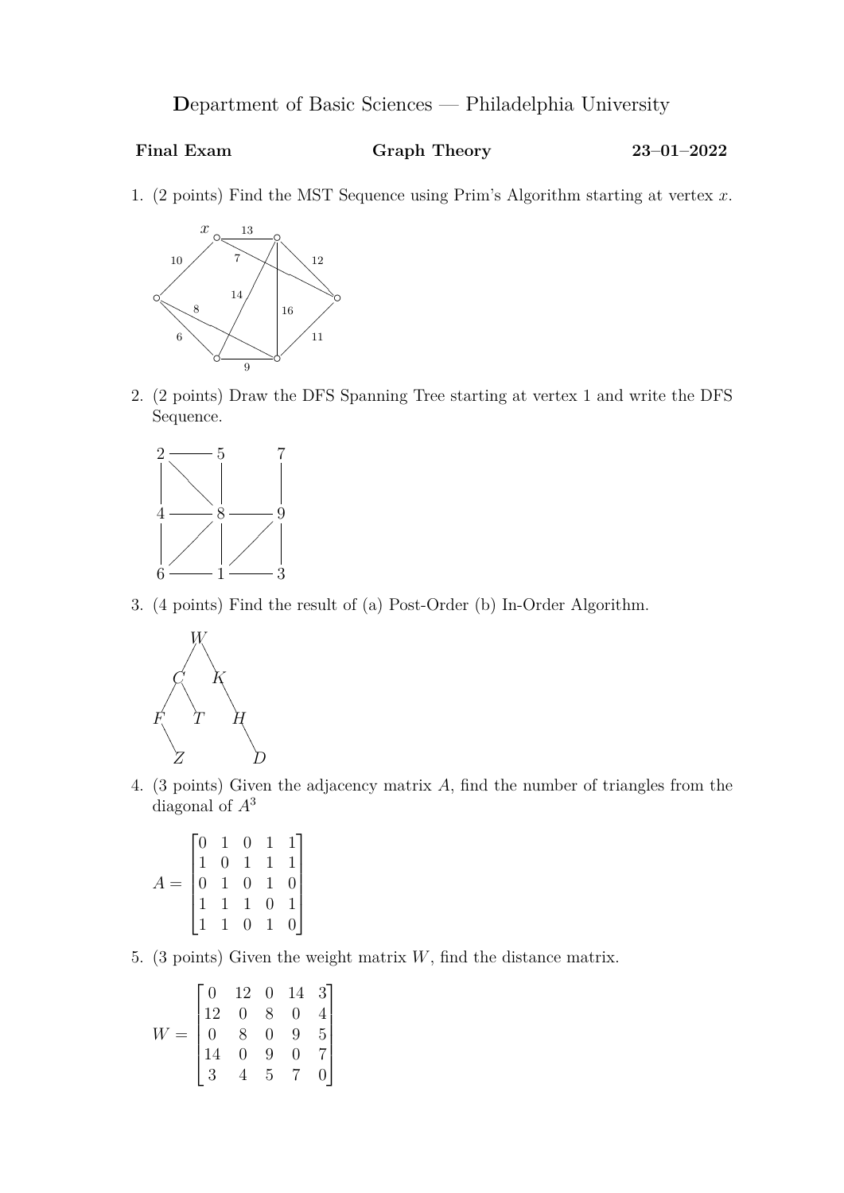**D**epartment of Basic Sciences — Philadelphia University

**Final Exam** **Graph Theory** **23–01–2022**

1. (2 points) Find the MST Sequence using Prim's Algorithm starting at vertex $x$.

2. (2 points) Draw the DFS Spanning Tree starting at vertex 1 and write the DFS Sequence.

3. (4 points) Find the result of (a) Post-Order (b) In-Order Algorithm.

4. (3 points) Given the adjacency matrix $A$, find the number of triangles from the diagonal of $A^3$

$$A = \begin{bmatrix} 0 & 1 & 0 & 1 & 1 \\ 1 & 0 & 1 & 1 & 1 \\ 0 & 1 & 0 & 1 & 0 \\ 1 & 1 & 1 & 0 & 1 \\ 1 & 1 & 0 & 1 & 0 \end{bmatrix}$$

5. (3 points) Given the weight matrix $W$, find the distance matrix.

$$W = \begin{bmatrix} 0 & 12 & 0 & 14 & 3 \\ 12 & 0 & 8 & 0 & 4 \\ 0 & 8 & 0 & 9 & 5 \\ 14 & 0 & 9 & 0 & 7 \\ 3 & 4 & 5 & 7 & 0 \end{bmatrix}$$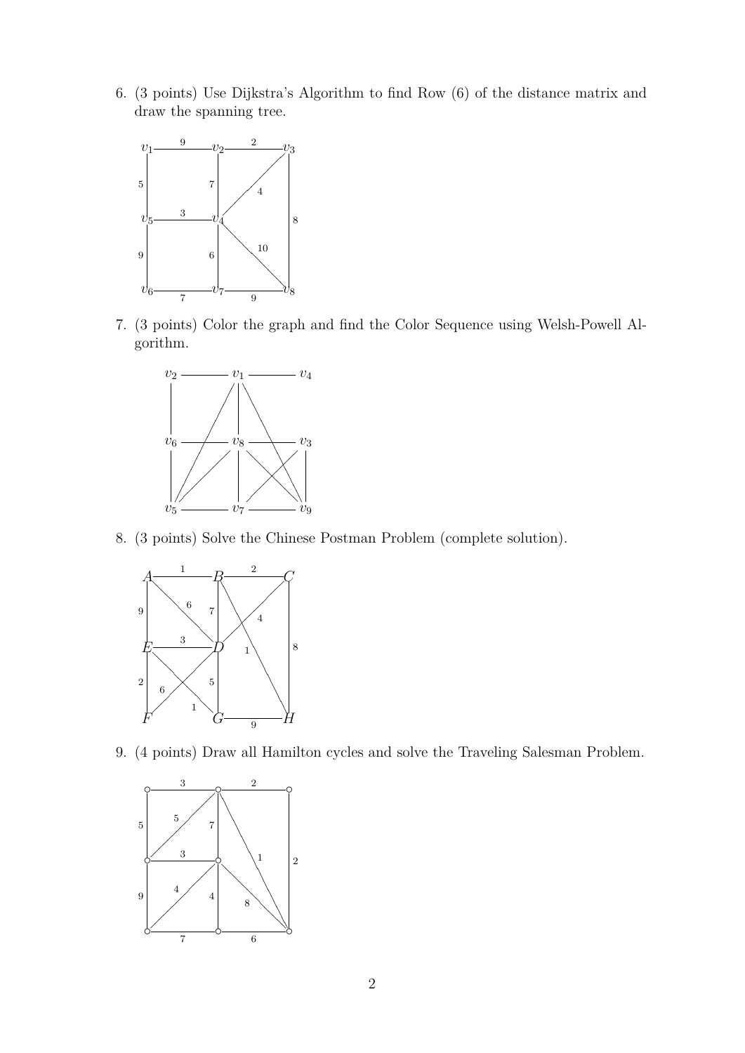6. (3 points) Use Dijkstra's Algorithm to find Row (6) of the distance matrix and draw the spanning tree.

7. (3 points) Color the graph and find the Color Sequence using Welsh-Powell Algorithm.

8. (3 points) Solve the Chinese Postman Problem (complete solution).

9. (4 points) Draw all Hamilton cycles and solve the Traveling Salesman Problem.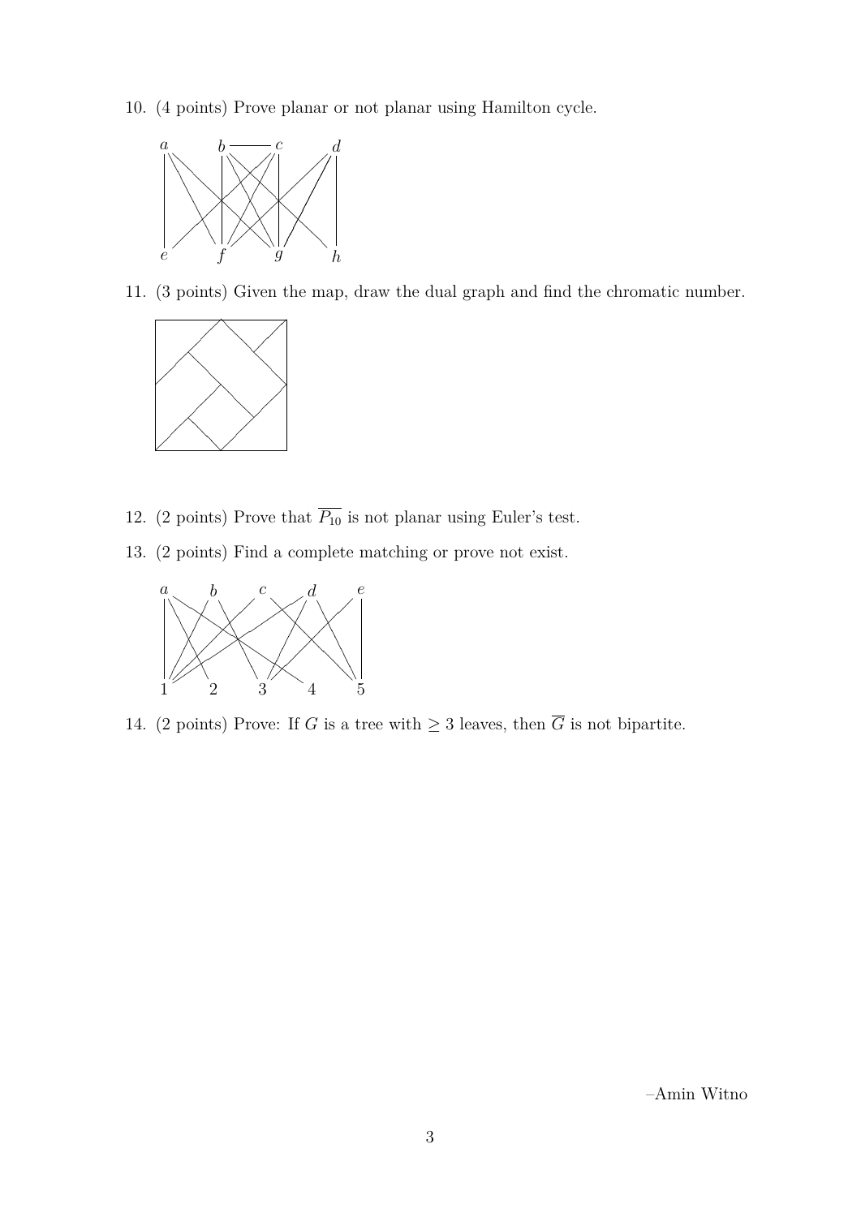10. (4 points) Prove planar or not planar using Hamilton cycle.

11. (3 points) Given the map, draw the dual graph and find the chromatic number.

12. (2 points) Prove that $\overline{P_{10}}$ is not planar using Euler's test.

13. (2 points) Find a complete matching or prove not exist.

14. (2 points) Prove: If $G$ is a tree with $\geq 3$ leaves, then $\overline{G}$ is not bipartite.

–Amin Witno